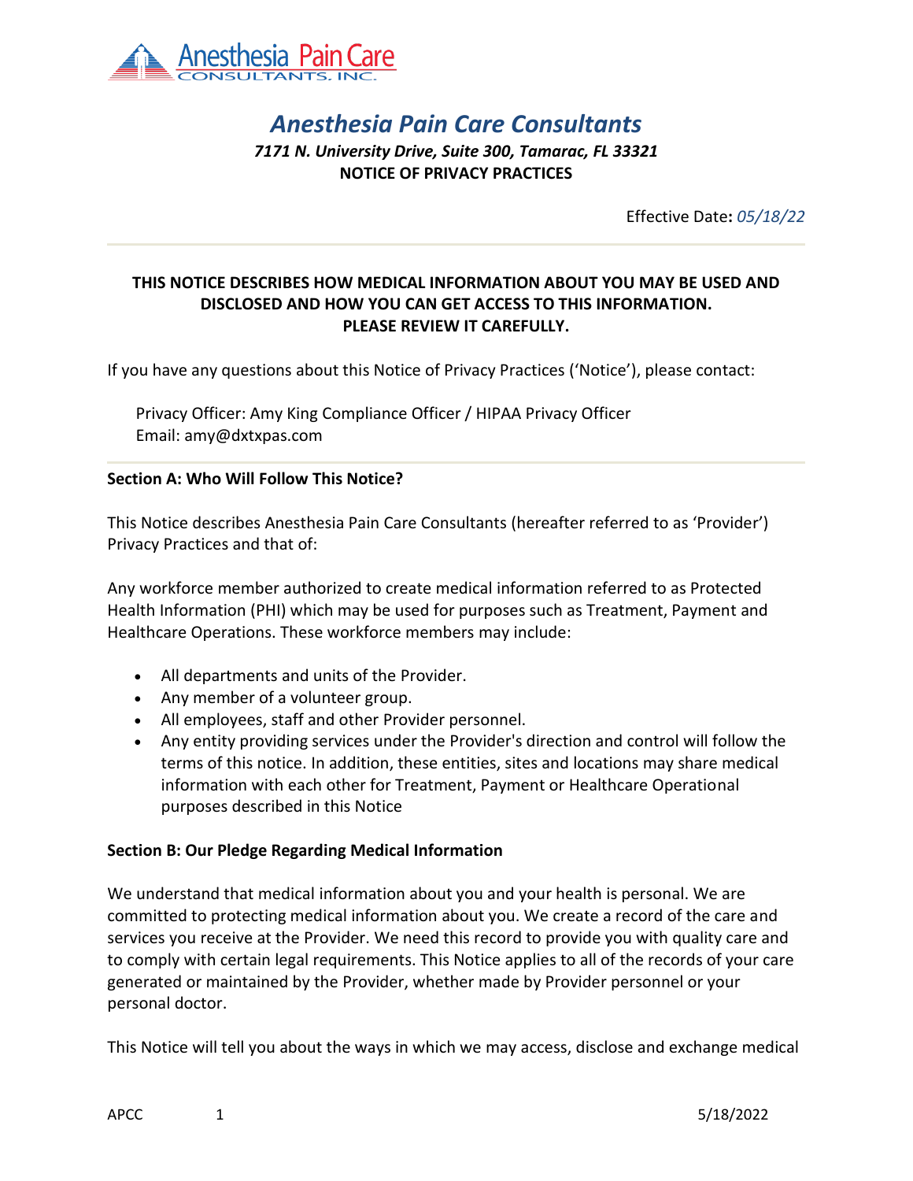# *Anesthesia Pain Care Consultants*

***7171 N. University Drive, Suite 300, Tamarac, FL 33321***

**NOTICE OF PRIVACY PRACTICES**

Effective Date**:** *05/18/22*

---

**THIS NOTICE DESCRIBES HOW MEDICAL INFORMATION ABOUT YOU MAY BE USED AND DISCLOSED AND HOW YOU CAN GET ACCESS TO THIS INFORMATION. PLEASE REVIEW IT CAREFULLY.**

If you have any questions about this Notice of Privacy Practices ('Notice'), please contact:

Privacy Officer: Amy King Compliance Officer / HIPAA Privacy Officer
Email: amy@dxtxpas.com

---

**Section A: Who Will Follow This Notice?**

This Notice describes Anesthesia Pain Care Consultants (hereafter referred to as 'Provider') Privacy Practices and that of:

Any workforce member authorized to create medical information referred to as Protected Health Information (PHI) which may be used for purposes such as Treatment, Payment and Healthcare Operations. These workforce members may include:

- All departments and units of the Provider.
- Any member of a volunteer group.
- All employees, staff and other Provider personnel.
- Any entity providing services under the Provider's direction and control will follow the terms of this notice. In addition, these entities, sites and locations may share medical information with each other for Treatment, Payment or Healthcare Operational purposes described in this Notice

**Section B: Our Pledge Regarding Medical Information**

We understand that medical information about you and your health is personal. We are committed to protecting medical information about you. We create a record of the care and services you receive at the Provider. We need this record to provide you with quality care and to comply with certain legal requirements. This Notice applies to all of the records of your care generated or maintained by the Provider, whether made by Provider personnel or your personal doctor.

This Notice will tell you about the ways in which we may access, disclose and exchange medical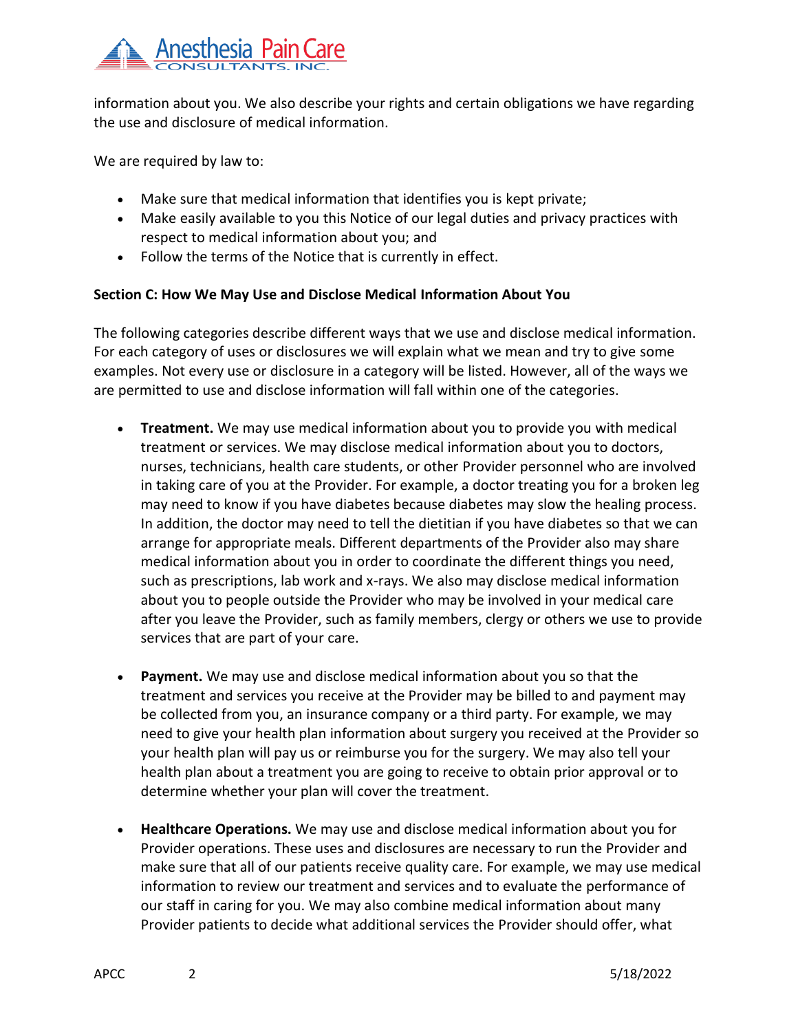information about you. We also describe your rights and certain obligations we have regarding the use and disclosure of medical information.

We are required by law to:

- Make sure that medical information that identifies you is kept private;
- Make easily available to you this Notice of our legal duties and privacy practices with respect to medical information about you; and
- Follow the terms of the Notice that is currently in effect.

**Section C: How We May Use and Disclose Medical Information About You**

The following categories describe different ways that we use and disclose medical information. For each category of uses or disclosures we will explain what we mean and try to give some examples. Not every use or disclosure in a category will be listed. However, all of the ways we are permitted to use and disclose information will fall within one of the categories.

- **Treatment.** We may use medical information about you to provide you with medical treatment or services. We may disclose medical information about you to doctors, nurses, technicians, health care students, or other Provider personnel who are involved in taking care of you at the Provider. For example, a doctor treating you for a broken leg may need to know if you have diabetes because diabetes may slow the healing process. In addition, the doctor may need to tell the dietitian if you have diabetes so that we can arrange for appropriate meals. Different departments of the Provider also may share medical information about you in order to coordinate the different things you need, such as prescriptions, lab work and x-rays. We also may disclose medical information about you to people outside the Provider who may be involved in your medical care after you leave the Provider, such as family members, clergy or others we use to provide services that are part of your care.

- **Payment.** We may use and disclose medical information about you so that the treatment and services you receive at the Provider may be billed to and payment may be collected from you, an insurance company or a third party. For example, we may need to give your health plan information about surgery you received at the Provider so your health plan will pay us or reimburse you for the surgery. We may also tell your health plan about a treatment you are going to receive to obtain prior approval or to determine whether your plan will cover the treatment.

- **Healthcare Operations.** We may use and disclose medical information about you for Provider operations. These uses and disclosures are necessary to run the Provider and make sure that all of our patients receive quality care. For example, we may use medical information to review our treatment and services and to evaluate the performance of our staff in caring for you. We may also combine medical information about many Provider patients to decide what additional services the Provider should offer, what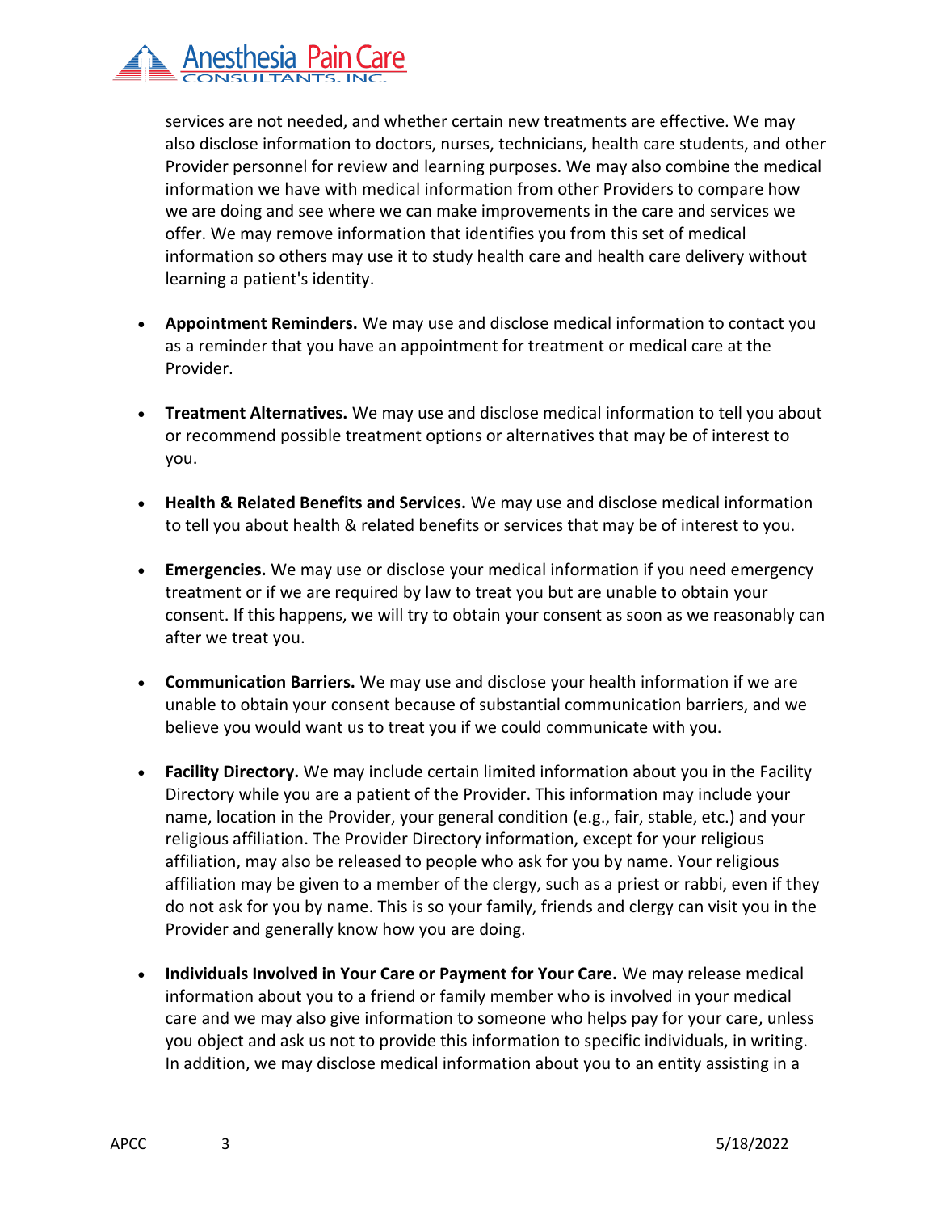services are not needed, and whether certain new treatments are effective. We may also disclose information to doctors, nurses, technicians, health care students, and other Provider personnel for review and learning purposes. We may also combine the medical information we have with medical information from other Providers to compare how we are doing and see where we can make improvements in the care and services we offer. We may remove information that identifies you from this set of medical information so others may use it to study health care and health care delivery without learning a patient's identity.

- **Appointment Reminders.** We may use and disclose medical information to contact you as a reminder that you have an appointment for treatment or medical care at the Provider.

- **Treatment Alternatives.** We may use and disclose medical information to tell you about or recommend possible treatment options or alternatives that may be of interest to you.

- **Health & Related Benefits and Services.** We may use and disclose medical information to tell you about health & related benefits or services that may be of interest to you.

- **Emergencies.** We may use or disclose your medical information if you need emergency treatment or if we are required by law to treat you but are unable to obtain your consent. If this happens, we will try to obtain your consent as soon as we reasonably can after we treat you.

- **Communication Barriers.** We may use and disclose your health information if we are unable to obtain your consent because of substantial communication barriers, and we believe you would want us to treat you if we could communicate with you.

- **Facility Directory.** We may include certain limited information about you in the Facility Directory while you are a patient of the Provider. This information may include your name, location in the Provider, your general condition (e.g., fair, stable, etc.) and your religious affiliation. The Provider Directory information, except for your religious affiliation, may also be released to people who ask for you by name. Your religious affiliation may be given to a member of the clergy, such as a priest or rabbi, even if they do not ask for you by name. This is so your family, friends and clergy can visit you in the Provider and generally know how you are doing.

- **Individuals Involved in Your Care or Payment for Your Care.** We may release medical information about you to a friend or family member who is involved in your medical care and we may also give information to someone who helps pay for your care, unless you object and ask us not to provide this information to specific individuals, in writing. In addition, we may disclose medical information about you to an entity assisting in a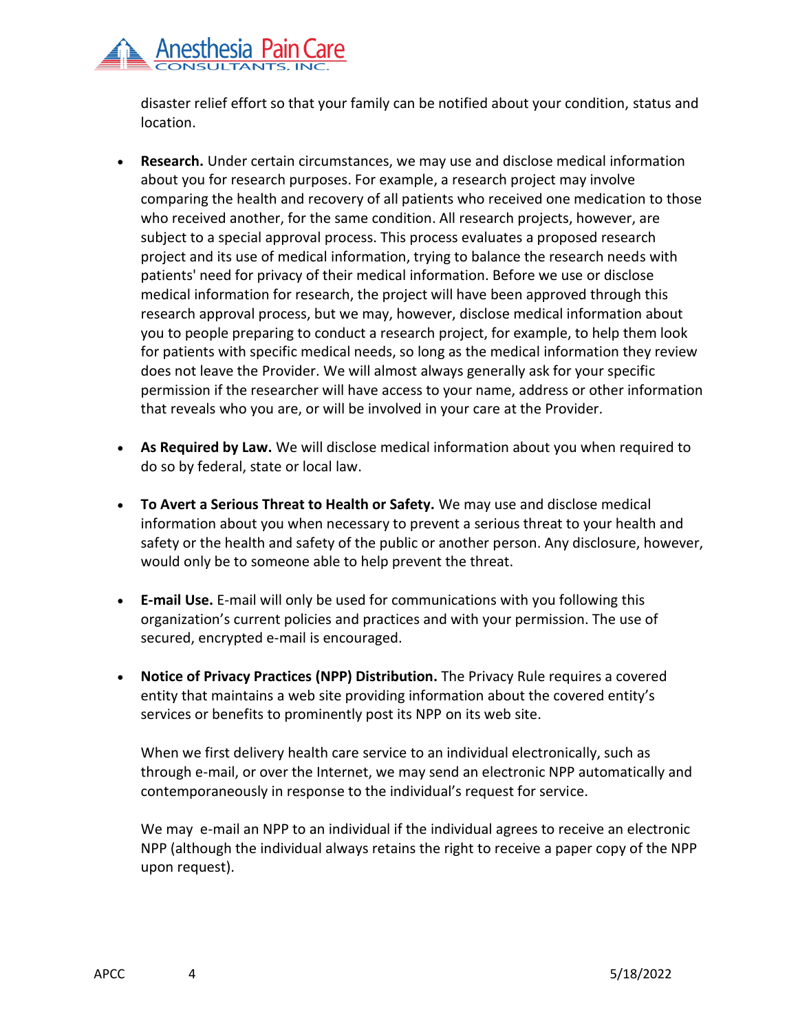disaster relief effort so that your family can be notified about your condition, status and location.

- **Research.** Under certain circumstances, we may use and disclose medical information about you for research purposes. For example, a research project may involve comparing the health and recovery of all patients who received one medication to those who received another, for the same condition. All research projects, however, are subject to a special approval process. This process evaluates a proposed research project and its use of medical information, trying to balance the research needs with patients' need for privacy of their medical information. Before we use or disclose medical information for research, the project will have been approved through this research approval process, but we may, however, disclose medical information about you to people preparing to conduct a research project, for example, to help them look for patients with specific medical needs, so long as the medical information they review does not leave the Provider. We will almost always generally ask for your specific permission if the researcher will have access to your name, address or other information that reveals who you are, or will be involved in your care at the Provider.

- **As Required by Law.** We will disclose medical information about you when required to do so by federal, state or local law.

- **To Avert a Serious Threat to Health or Safety.** We may use and disclose medical information about you when necessary to prevent a serious threat to your health and safety or the health and safety of the public or another person. Any disclosure, however, would only be to someone able to help prevent the threat.

- **E-mail Use.** E-mail will only be used for communications with you following this organization's current policies and practices and with your permission. The use of secured, encrypted e-mail is encouraged.

- **Notice of Privacy Practices (NPP) Distribution.** The Privacy Rule requires a covered entity that maintains a web site providing information about the covered entity's services or benefits to prominently post its NPP on its web site.

  When we first delivery health care service to an individual electronically, such as through e-mail, or over the Internet, we may send an electronic NPP automatically and contemporaneously in response to the individual's request for service.

  We may e-mail an NPP to an individual if the individual agrees to receive an electronic NPP (although the individual always retains the right to receive a paper copy of the NPP upon request).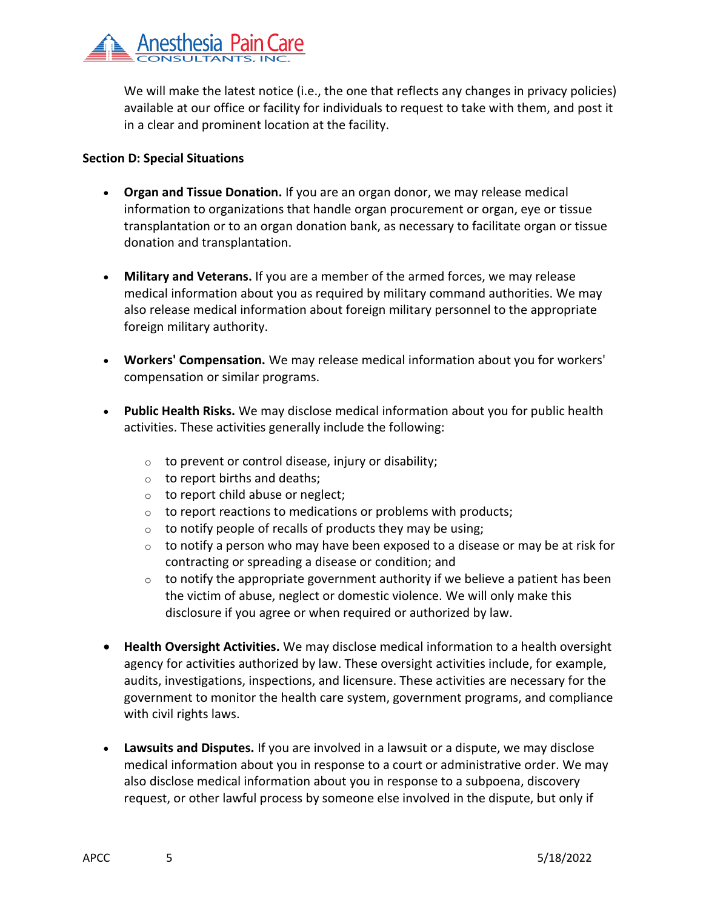We will make the latest notice (i.e., the one that reflects any changes in privacy policies) available at our office or facility for individuals to request to take with them, and post it in a clear and prominent location at the facility.

**Section D: Special Situations**

- **Organ and Tissue Donation.** If you are an organ donor, we may release medical information to organizations that handle organ procurement or organ, eye or tissue transplantation or to an organ donation bank, as necessary to facilitate organ or tissue donation and transplantation.

- **Military and Veterans.** If you are a member of the armed forces, we may release medical information about you as required by military command authorities. We may also release medical information about foreign military personnel to the appropriate foreign military authority.

- **Workers' Compensation.** We may release medical information about you for workers' compensation or similar programs.

- **Public Health Risks.** We may disclose medical information about you for public health activities. These activities generally include the following:

  - to prevent or control disease, injury or disability;
  - to report births and deaths;
  - to report child abuse or neglect;
  - to report reactions to medications or problems with products;
  - to notify people of recalls of products they may be using;
  - to notify a person who may have been exposed to a disease or may be at risk for contracting or spreading a disease or condition; and
  - to notify the appropriate government authority if we believe a patient has been the victim of abuse, neglect or domestic violence. We will only make this disclosure if you agree or when required or authorized by law.

- **Health Oversight Activities.** We may disclose medical information to a health oversight agency for activities authorized by law. These oversight activities include, for example, audits, investigations, inspections, and licensure. These activities are necessary for the government to monitor the health care system, government programs, and compliance with civil rights laws.

- **Lawsuits and Disputes.** If you are involved in a lawsuit or a dispute, we may disclose medical information about you in response to a court or administrative order. We may also disclose medical information about you in response to a subpoena, discovery request, or other lawful process by someone else involved in the dispute, but only if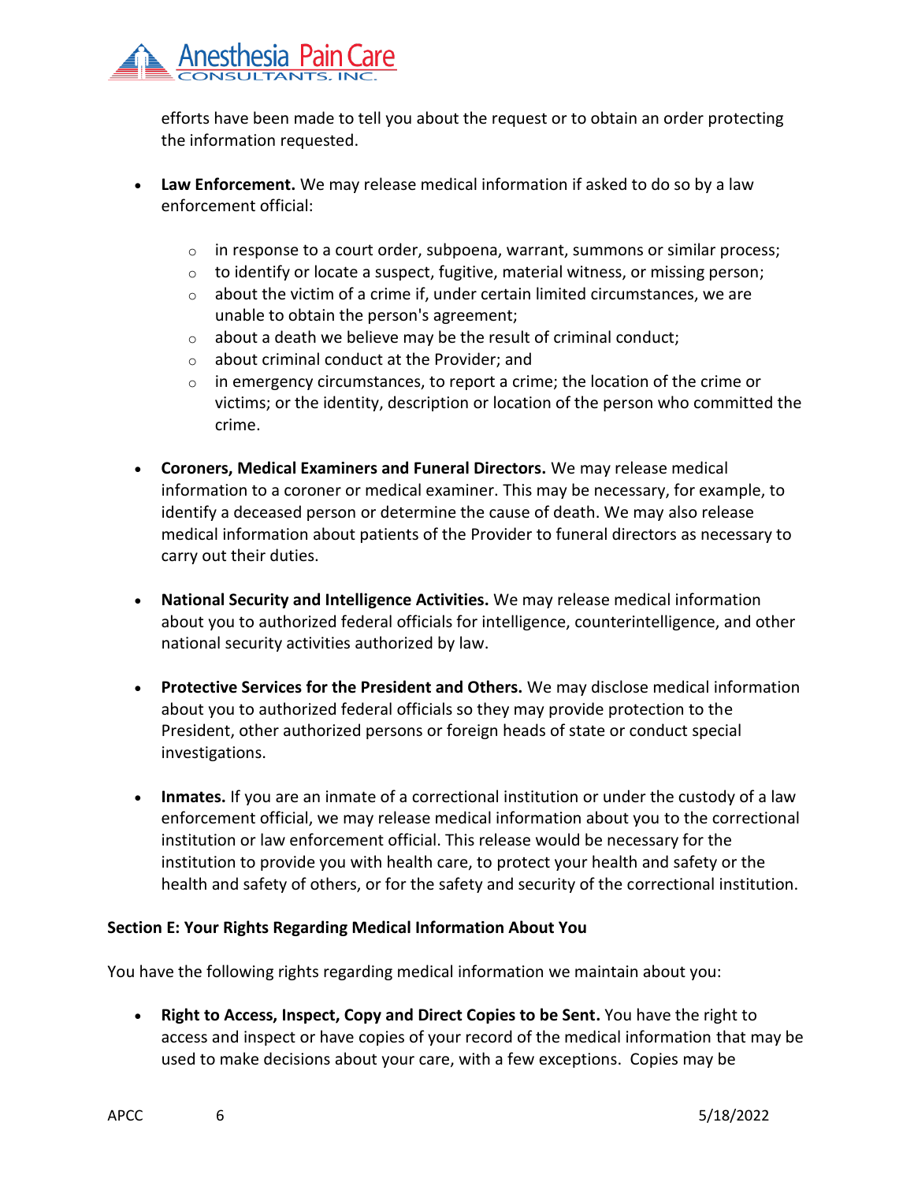efforts have been made to tell you about the request or to obtain an order protecting the information requested.

- **Law Enforcement.** We may release medical information if asked to do so by a law enforcement official:
  - in response to a court order, subpoena, warrant, summons or similar process;
  - to identify or locate a suspect, fugitive, material witness, or missing person;
  - about the victim of a crime if, under certain limited circumstances, we are unable to obtain the person's agreement;
  - about a death we believe may be the result of criminal conduct;
  - about criminal conduct at the Provider; and
  - in emergency circumstances, to report a crime; the location of the crime or victims; or the identity, description or location of the person who committed the crime.

- **Coroners, Medical Examiners and Funeral Directors.** We may release medical information to a coroner or medical examiner. This may be necessary, for example, to identify a deceased person or determine the cause of death. We may also release medical information about patients of the Provider to funeral directors as necessary to carry out their duties.

- **National Security and Intelligence Activities.** We may release medical information about you to authorized federal officials for intelligence, counterintelligence, and other national security activities authorized by law.

- **Protective Services for the President and Others.** We may disclose medical information about you to authorized federal officials so they may provide protection to the President, other authorized persons or foreign heads of state or conduct special investigations.

- **Inmates.** If you are an inmate of a correctional institution or under the custody of a law enforcement official, we may release medical information about you to the correctional institution or law enforcement official. This release would be necessary for the institution to provide you with health care, to protect your health and safety or the health and safety of others, or for the safety and security of the correctional institution.

**Section E: Your Rights Regarding Medical Information About You**

You have the following rights regarding medical information we maintain about you:

- **Right to Access, Inspect, Copy and Direct Copies to be Sent.** You have the right to access and inspect or have copies of your record of the medical information that may be used to make decisions about your care, with a few exceptions. Copies may be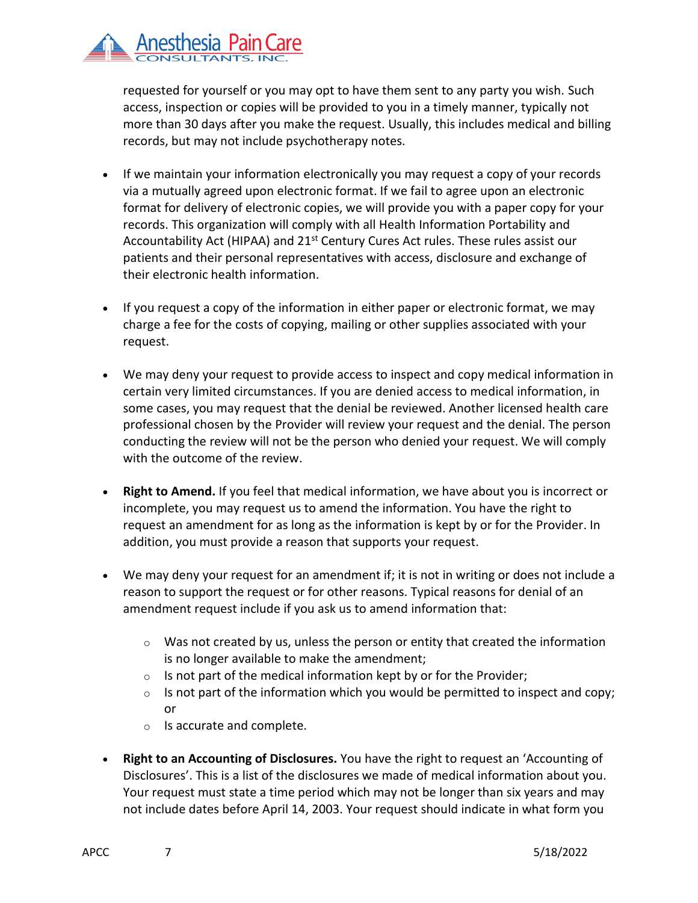requested for yourself or you may opt to have them sent to any party you wish. Such access, inspection or copies will be provided to you in a timely manner, typically not more than 30 days after you make the request. Usually, this includes medical and billing records, but may not include psychotherapy notes.

- If we maintain your information electronically you may request a copy of your records via a mutually agreed upon electronic format. If we fail to agree upon an electronic format for delivery of electronic copies, we will provide you with a paper copy for your records. This organization will comply with all Health Information Portability and Accountability Act (HIPAA) and 21st Century Cures Act rules. These rules assist our patients and their personal representatives with access, disclosure and exchange of their electronic health information.

- If you request a copy of the information in either paper or electronic format, we may charge a fee for the costs of copying, mailing or other supplies associated with your request.

- We may deny your request to provide access to inspect and copy medical information in certain very limited circumstances. If you are denied access to medical information, in some cases, you may request that the denial be reviewed. Another licensed health care professional chosen by the Provider will review your request and the denial. The person conducting the review will not be the person who denied your request. We will comply with the outcome of the review.

- **Right to Amend.** If you feel that medical information, we have about you is incorrect or incomplete, you may request us to amend the information. You have the right to request an amendment for as long as the information is kept by or for the Provider. In addition, you must provide a reason that supports your request.

- We may deny your request for an amendment if; it is not in writing or does not include a reason to support the request or for other reasons. Typical reasons for denial of an amendment request include if you ask us to amend information that:

  - Was not created by us, unless the person or entity that created the information is no longer available to make the amendment;
  - Is not part of the medical information kept by or for the Provider;
  - Is not part of the information which you would be permitted to inspect and copy; or
  - Is accurate and complete.

- **Right to an Accounting of Disclosures.** You have the right to request an 'Accounting of Disclosures'. This is a list of the disclosures we made of medical information about you. Your request must state a time period which may not be longer than six years and may not include dates before April 14, 2003. Your request should indicate in what form you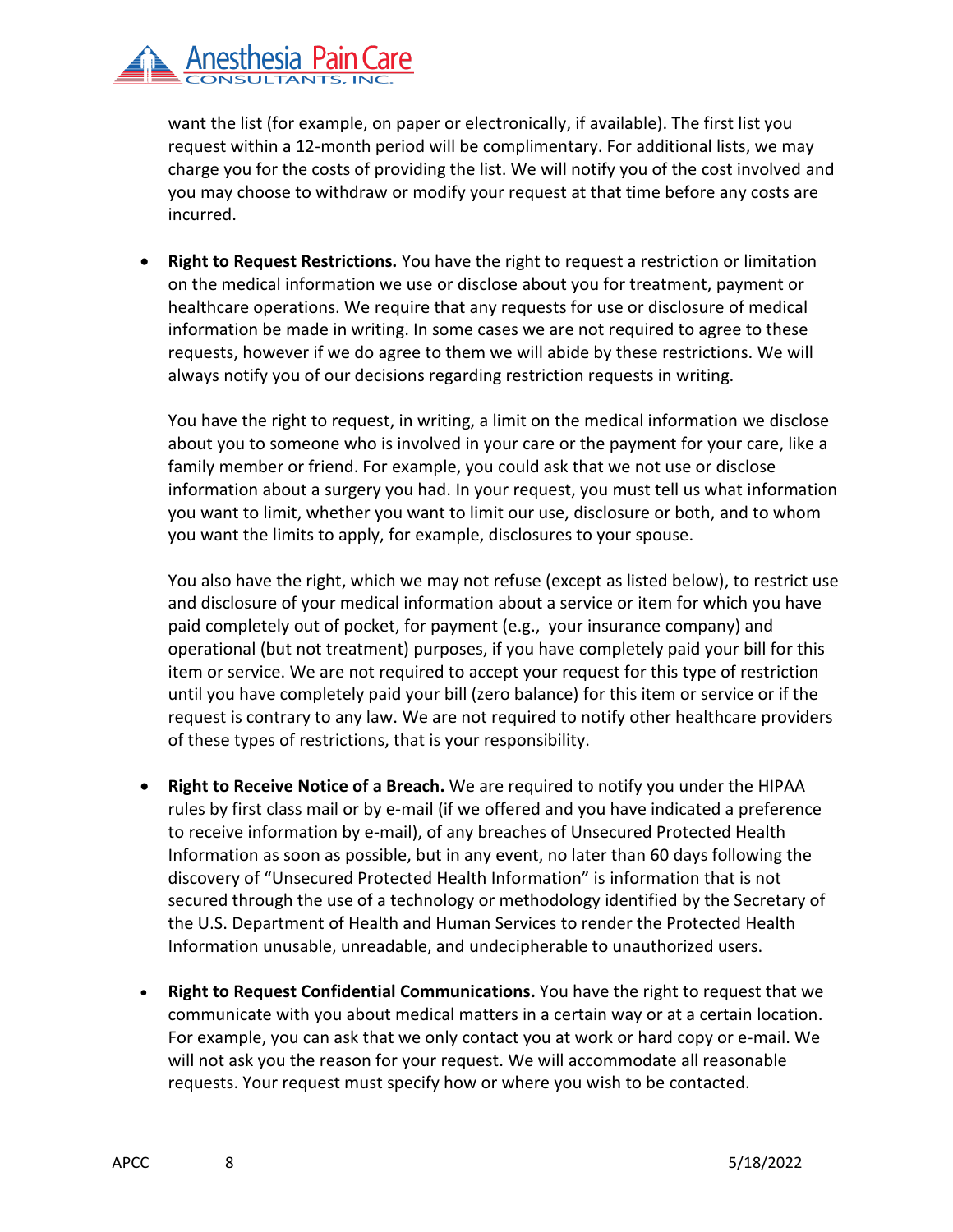want the list (for example, on paper or electronically, if available). The first list you request within a 12-month period will be complimentary. For additional lists, we may charge you for the costs of providing the list. We will notify you of the cost involved and you may choose to withdraw or modify your request at that time before any costs are incurred.

- **Right to Request Restrictions.** You have the right to request a restriction or limitation on the medical information we use or disclose about you for treatment, payment or healthcare operations. We require that any requests for use or disclosure of medical information be made in writing. In some cases we are not required to agree to these requests, however if we do agree to them we will abide by these restrictions. We will always notify you of our decisions regarding restriction requests in writing.

  You have the right to request, in writing, a limit on the medical information we disclose about you to someone who is involved in your care or the payment for your care, like a family member or friend. For example, you could ask that we not use or disclose information about a surgery you had. In your request, you must tell us what information you want to limit, whether you want to limit our use, disclosure or both, and to whom you want the limits to apply, for example, disclosures to your spouse.

  You also have the right, which we may not refuse (except as listed below), to restrict use and disclosure of your medical information about a service or item for which you have paid completely out of pocket, for payment (e.g., your insurance company) and operational (but not treatment) purposes, if you have completely paid your bill for this item or service. We are not required to accept your request for this type of restriction until you have completely paid your bill (zero balance) for this item or service or if the request is contrary to any law. We are not required to notify other healthcare providers of these types of restrictions, that is your responsibility.

- **Right to Receive Notice of a Breach.** We are required to notify you under the HIPAA rules by first class mail or by e-mail (if we offered and you have indicated a preference to receive information by e-mail), of any breaches of Unsecured Protected Health Information as soon as possible, but in any event, no later than 60 days following the discovery of "Unsecured Protected Health Information" is information that is not secured through the use of a technology or methodology identified by the Secretary of the U.S. Department of Health and Human Services to render the Protected Health Information unusable, unreadable, and undecipherable to unauthorized users.

- **Right to Request Confidential Communications.** You have the right to request that we communicate with you about medical matters in a certain way or at a certain location. For example, you can ask that we only contact you at work or hard copy or e-mail. We will not ask you the reason for your request. We will accommodate all reasonable requests. Your request must specify how or where you wish to be contacted.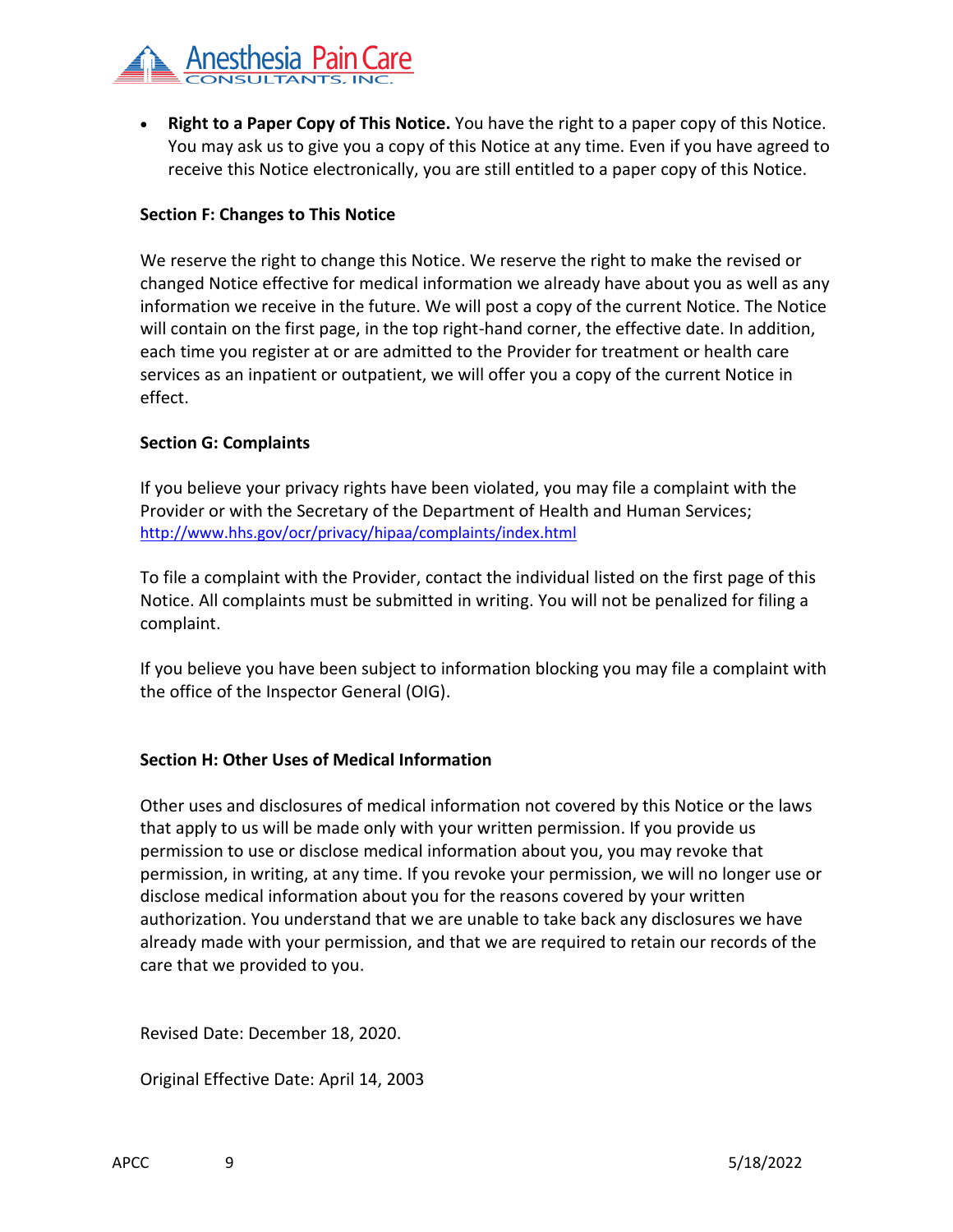- **Right to a Paper Copy of This Notice.** You have the right to a paper copy of this Notice. You may ask us to give you a copy of this Notice at any time. Even if you have agreed to receive this Notice electronically, you are still entitled to a paper copy of this Notice.

**Section F: Changes to This Notice**

We reserve the right to change this Notice. We reserve the right to make the revised or changed Notice effective for medical information we already have about you as well as any information we receive in the future. We will post a copy of the current Notice. The Notice will contain on the first page, in the top right-hand corner, the effective date. In addition, each time you register at or are admitted to the Provider for treatment or health care services as an inpatient or outpatient, we will offer you a copy of the current Notice in effect.

**Section G: Complaints**

If you believe your privacy rights have been violated, you may file a complaint with the Provider or with the Secretary of the Department of Health and Human Services; http://www.hhs.gov/ocr/privacy/hipaa/complaints/index.html

To file a complaint with the Provider, contact the individual listed on the first page of this Notice. All complaints must be submitted in writing. You will not be penalized for filing a complaint.

If you believe you have been subject to information blocking you may file a complaint with the office of the Inspector General (OIG).

**Section H: Other Uses of Medical Information**

Other uses and disclosures of medical information not covered by this Notice or the laws that apply to us will be made only with your written permission. If you provide us permission to use or disclose medical information about you, you may revoke that permission, in writing, at any time. If you revoke your permission, we will no longer use or disclose medical information about you for the reasons covered by your written authorization. You understand that we are unable to take back any disclosures we have already made with your permission, and that we are required to retain our records of the care that we provided to you.

Revised Date: December 18, 2020.

Original Effective Date: April 14, 2003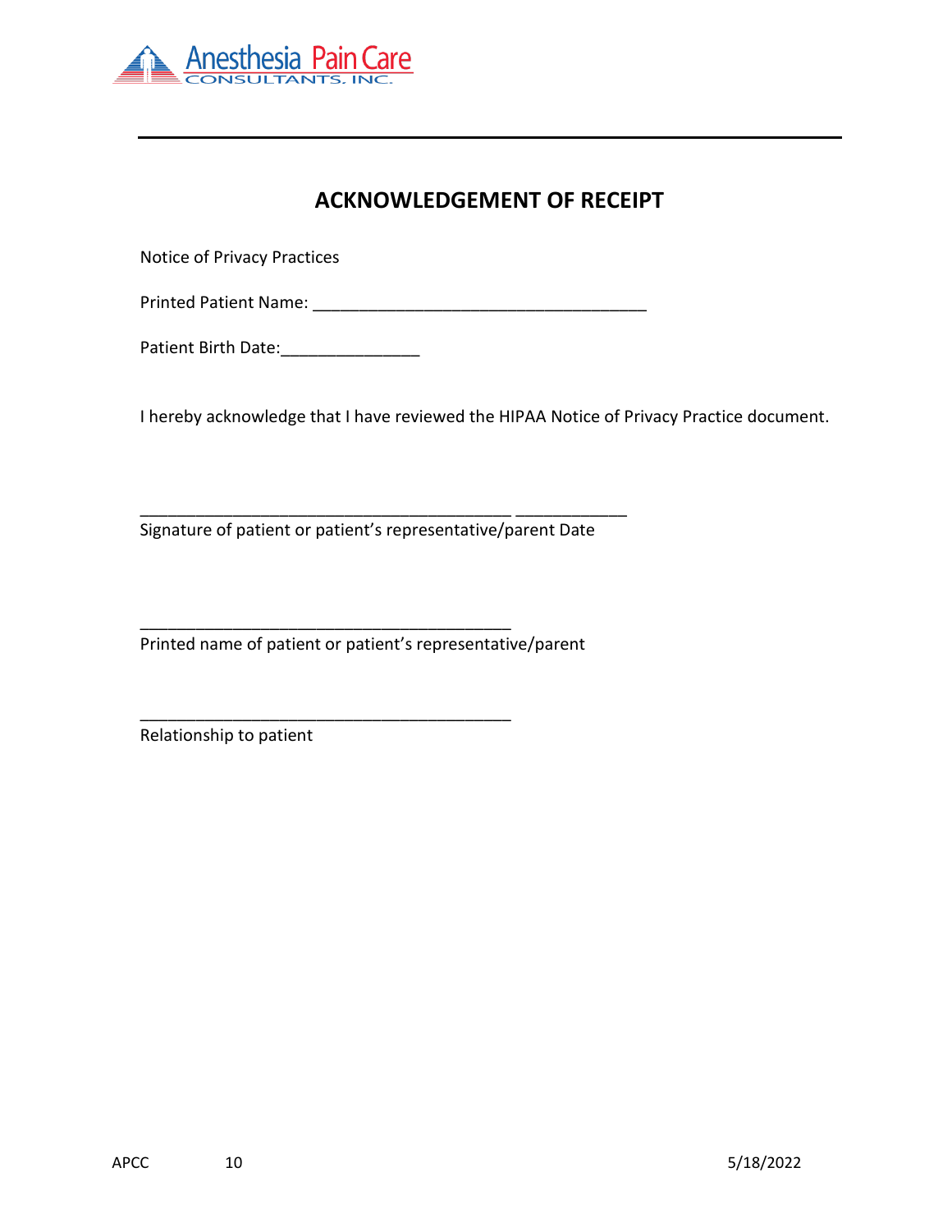Anesthesia Pain Care CONSULTANTS, INC.

# ACKNOWLEDGEMENT OF RECEIPT

Notice of Privacy Practices

Printed Patient Name: ___________________________________

Patient Birth Date:_______________

I hereby acknowledge that I have reviewed the HIPAA Notice of Privacy Practice document.

________________________________________ ____________
Signature of patient or patient's representative/parent Date

________________________________________
Printed name of patient or patient's representative/parent

________________________________________
Relationship to patient